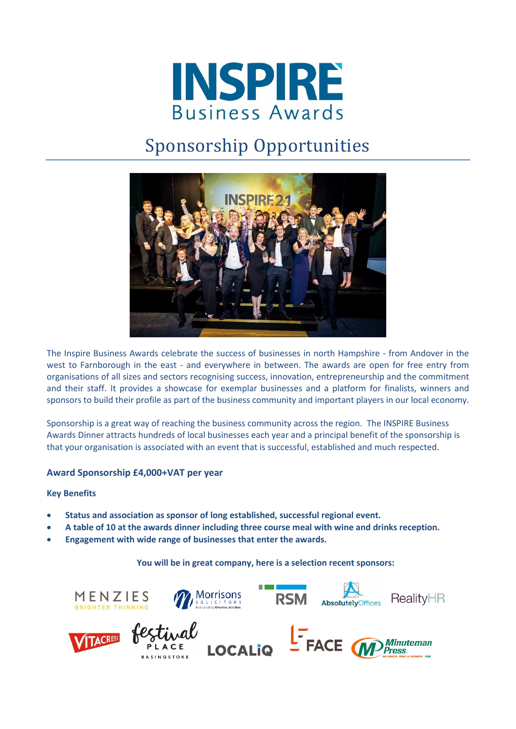# INSPIRE Business Awards

## Sponsorship Opportunities

The Inspire Business Awards celebrate the success of businesses in north Hampshire - from Andover in the west to Farnborough in the east - and everywhere in between. The awards are open for free entry from organisations of all sizes and sectors recognising success, innovation, entrepreneurship and the commitment and their staff. It provides a showcase for exemplar businesses and a platform for finalists, winners and sponsors to build their profile as part of the business community and important players in our local economy.

Sponsorship is a great way of reaching the business community across the region. The INSPIRE Business Awards Dinner attracts hundreds of local businesses each year and a principal benefit of the sponsorship is that your organisation is associated with an event that is successful, established and much respected.

### Award Sponsorship £4,000+VAT per year

**Key Benefits**

- **Status and association as sponsor of long established, successful regional event.**
- **A table of 10 at the awards dinner including three course meal with wine and drinks reception.**
- **Engagement with wide range of businesses that enter the awards.**

**You will be in great company, here is a selection recent sponsors:**

MENZIES, Morrisons Solicitors, RSM, Absolutely Offices, RealityHR, Vitacress, Festival Place Basingstoke, LOCALiQ, FACE, Minuteman Press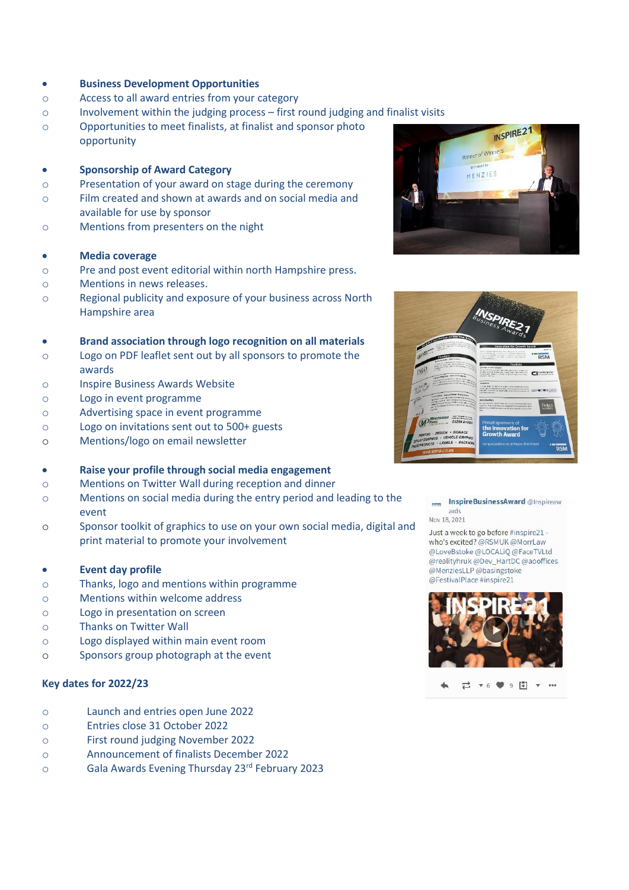- **Business Development Opportunities**
  - Access to all award entries from your category
  - Involvement within the judging process – first round judging and finalist visits
  - Opportunities to meet finalists, at finalist and sponsor photo opportunity

- **Sponsorship of Award Category**
  - Presentation of your award on stage during the ceremony
  - Film created and shown at awards and on social media and available for use by sponsor
  - Mentions from presenters on the night

- **Media coverage**
  - Pre and post event editorial within north Hampshire press.
  - Mentions in news releases.
  - Regional publicity and exposure of your business across North Hampshire area

- **Brand association through logo recognition on all materials**
  - Logo on PDF leaflet sent out by all sponsors to promote the awards
  - Inspire Business Awards Website
  - Logo in event programme
  - Advertising space in event programme
  - Logo on invitations sent out to 500+ guests
  - Mentions/logo on email newsletter

- **Raise your profile through social media engagement**
  - Mentions on Twitter Wall during reception and dinner
  - Mentions on social media during the entry period and leading to the event
  - Sponsor toolkit of graphics to use on your own social media, digital and print material to promote your involvement

- **Event day profile**
  - Thanks, logo and mentions within programme
  - Mentions within welcome address
  - Logo in presentation on screen
  - Thanks on Twitter Wall
  - Logo displayed within main event room
  - Sponsors group photograph at the event

### Key dates for 2022/23

- Launch and entries open June 2022
- Entries close 31 October 2022
- First round judging November 2022
- Announcement of finalists December 2022
- Gala Awards Evening Thursday 23rd February 2023